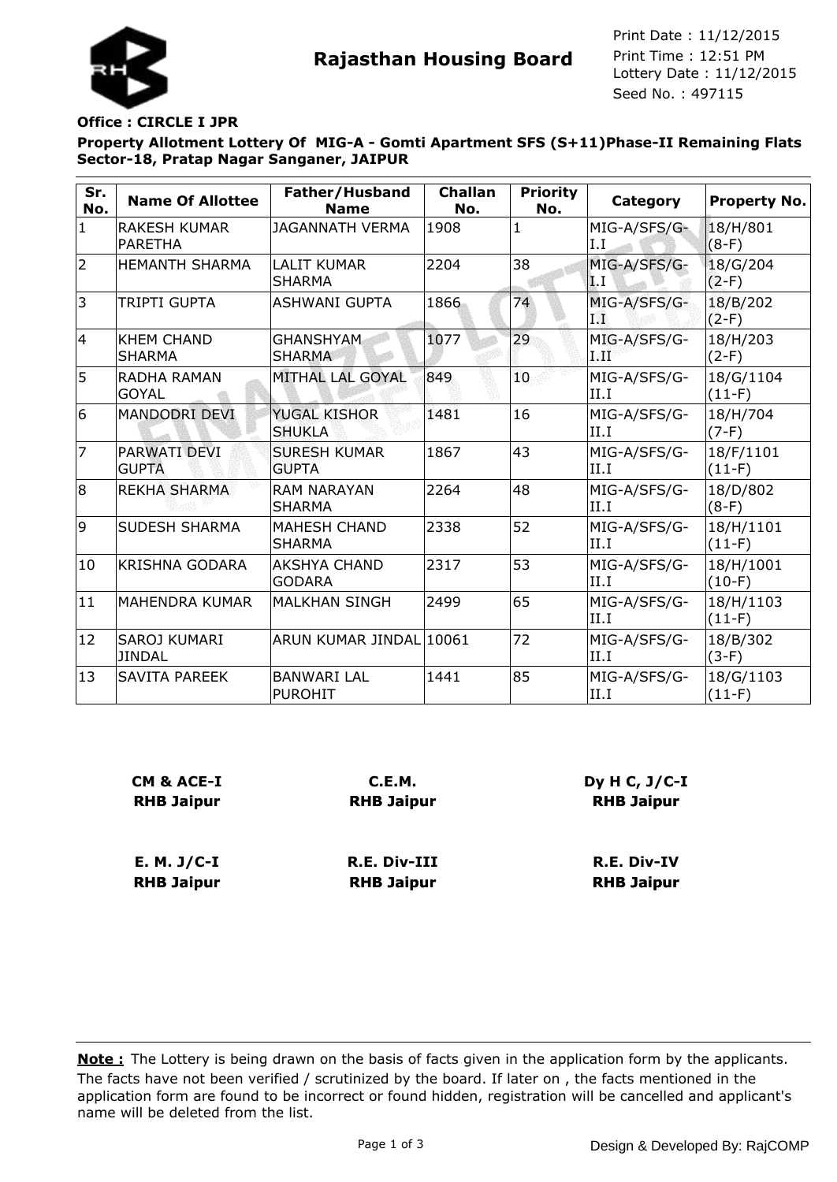# Rajasthan Housing Board

Print Date : 11/12/2015
Print Time : 12:51 PM
Lottery Date : 11/12/2015
Seed No. : 497115

**Office : CIRCLE I JPR**

**Property Allotment Lottery Of MIG-A - Gomti Apartment SFS (S+11)Phase-II Remaining Flats Sector-18, Pratap Nagar Sanganer, JAIPUR**

| Sr. No. | Name Of Allottee | Father/Husband Name | Challan No. | Priority No. | Category | Property No. |
|---|---|---|---|---|---|---|
| 1 | RAKESH KUMAR PARETHA | JAGANNATH VERMA | 1908 | 1 | MIG-A/SFS/G-I.I | 18/H/801 (8-F) |
| 2 | HEMANTH SHARMA | LALIT KUMAR SHARMA | 2204 | 38 | MIG-A/SFS/G-I.I | 18/G/204 (2-F) |
| 3 | TRIPTI GUPTA | ASHWANI GUPTA | 1866 | 74 | MIG-A/SFS/G-I.I | 18/B/202 (2-F) |
| 4 | KHEM CHAND SHARMA | GHANSHYAM SHARMA | 1077 | 29 | MIG-A/SFS/G-I.II | 18/H/203 (2-F) |
| 5 | RADHA RAMAN GOYAL | MITHAL LAL GOYAL | 849 | 10 | MIG-A/SFS/G-II.I | 18/G/1104 (11-F) |
| 6 | MANDODRI DEVI | YUGAL KISHOR SHUKLA | 1481 | 16 | MIG-A/SFS/G-II.I | 18/H/704 (7-F) |
| 7 | PARWATI DEVI GUPTA | SURESH KUMAR GUPTA | 1867 | 43 | MIG-A/SFS/G-II.I | 18/F/1101 (11-F) |
| 8 | REKHA SHARMA | RAM NARAYAN SHARMA | 2264 | 48 | MIG-A/SFS/G-II.I | 18/D/802 (8-F) |
| 9 | SUDESH SHARMA | MAHESH CHAND SHARMA | 2338 | 52 | MIG-A/SFS/G-II.I | 18/H/1101 (11-F) |
| 10 | KRISHNA GODARA | AKSHYA CHAND GODARA | 2317 | 53 | MIG-A/SFS/G-II.I | 18/H/1001 (10-F) |
| 11 | MAHENDRA KUMAR | MALKHAN SINGH | 2499 | 65 | MIG-A/SFS/G-II.I | 18/H/1103 (11-F) |
| 12 | SAROJ KUMARI JINDAL | ARUN KUMAR JINDAL | 10061 | 72 | MIG-A/SFS/G-II.I | 18/B/302 (3-F) |
| 13 | SAVITA PAREEK | BANWARI LAL PUROHIT | 1441 | 85 | MIG-A/SFS/G-II.I | 18/G/1103 (11-F) |

**CM & ACE-I**
**RHB Jaipur**

**C.E.M.**
**RHB Jaipur**

**Dy H C, J/C-I**
**RHB Jaipur**

**E. M. J/C-I**
**RHB Jaipur**

**R.E. Div-III**
**RHB Jaipur**

**R.E. Div-IV**
**RHB Jaipur**

**Note :** The Lottery is being drawn on the basis of facts given in the application form by the applicants. The facts have not been verified / scrutinized by the board. If later on , the facts mentioned in the application form are found to be incorrect or found hidden, registration will be cancelled and applicant's name will be deleted from the list.

Design & Developed By: RajCOMP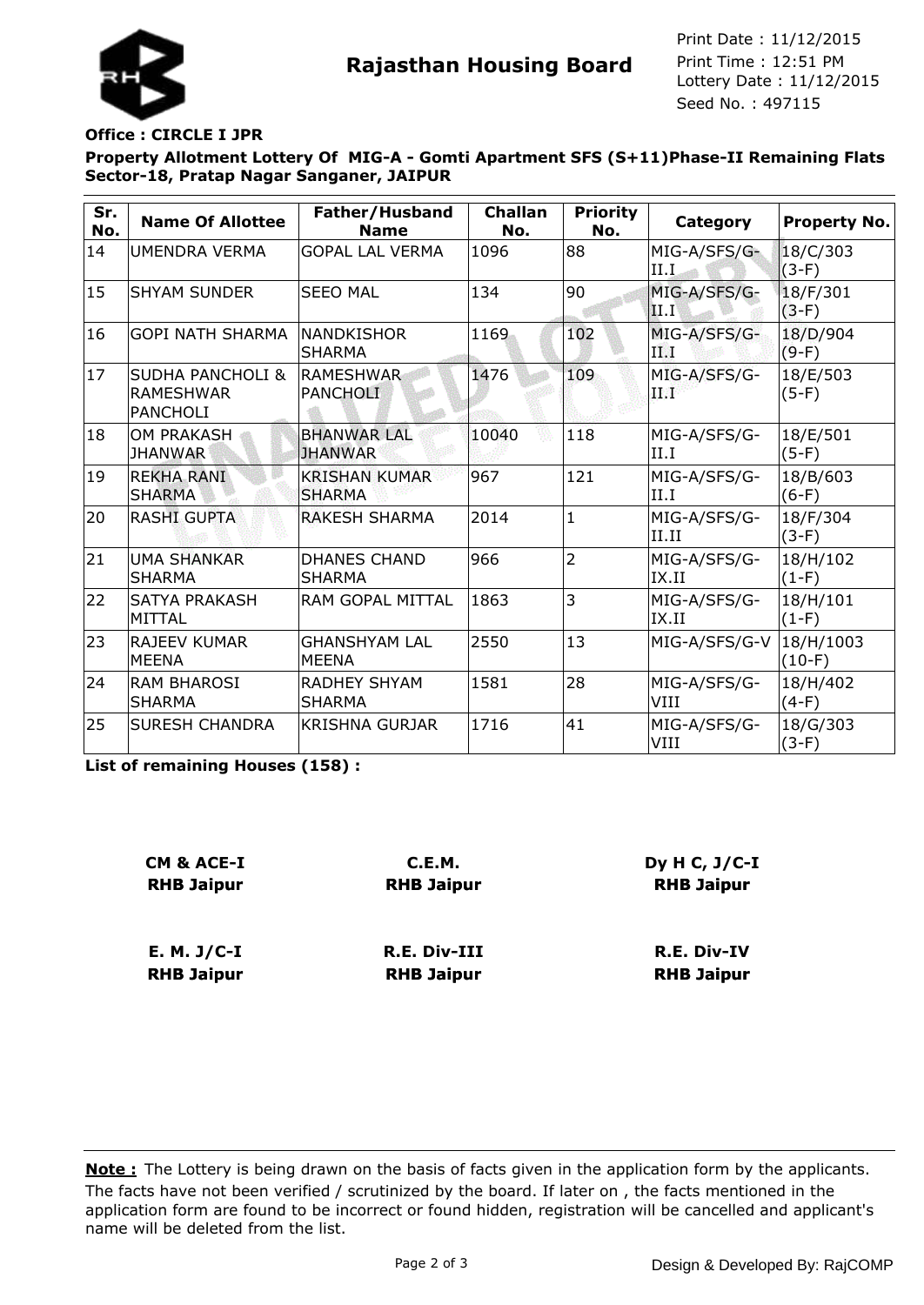**Rajasthan Housing Board**

Print Date : 11/12/2015
Print Time : 12:51 PM
Lottery Date : 11/12/2015
Seed No. : 497115

**Office : CIRCLE I JPR**

**Property Allotment Lottery Of MIG-A - Gomti Apartment SFS (S+11)Phase-II Remaining Flats Sector-18, Pratap Nagar Sanganer, JAIPUR**

| Sr. No. | Name Of Allottee | Father/Husband Name | Challan No. | Priority No. | Category | Property No. |
|---|---|---|---|---|---|---|
| 14 | UMENDRA VERMA | GOPAL LAL VERMA | 1096 | 88 | MIG-A/SFS/G-II.I | 18/C/303 (3-F) |
| 15 | SHYAM SUNDER | SEEO MAL | 134 | 90 | MIG-A/SFS/G-II.I | 18/F/301 (3-F) |
| 16 | GOPI NATH SHARMA | NANDKISHOR SHARMA | 1169 | 102 | MIG-A/SFS/G-II.I | 18/D/904 (9-F) |
| 17 | SUDHA PANCHOLI & RAMESHWAR PANCHOLI | RAMESHWAR PANCHOLI | 1476 | 109 | MIG-A/SFS/G-II.I | 18/E/503 (5-F) |
| 18 | OM PRAKASH JHANWAR | BHANWAR LAL JHANWAR | 10040 | 118 | MIG-A/SFS/G-II.I | 18/E/501 (5-F) |
| 19 | REKHA RANI SHARMA | KRISHAN KUMAR SHARMA | 967 | 121 | MIG-A/SFS/G-II.I | 18/B/603 (6-F) |
| 20 | RASHI GUPTA | RAKESH SHARMA | 2014 | 1 | MIG-A/SFS/G-II.II | 18/F/304 (3-F) |
| 21 | UMA SHANKAR SHARMA | DHANES CHAND SHARMA | 966 | 2 | MIG-A/SFS/G-IX.II | 18/H/102 (1-F) |
| 22 | SATYA PRAKASH MITTAL | RAM GOPAL MITTAL | 1863 | 3 | MIG-A/SFS/G-IX.II | 18/H/101 (1-F) |
| 23 | RAJEEV KUMAR MEENA | GHANSHYAM LAL MEENA | 2550 | 13 | MIG-A/SFS/G-V | 18/H/1003 (10-F) |
| 24 | RAM BHAROSI SHARMA | RADHEY SHYAM SHARMA | 1581 | 28 | MIG-A/SFS/G-VIII | 18/H/402 (4-F) |
| 25 | SURESH CHANDRA | KRISHNA GURJAR | 1716 | 41 | MIG-A/SFS/G-VIII | 18/G/303 (3-F) |

**List of remaining Houses (158) :**

| | | |
|---|---|---|
| **CM & ACE-I RHB Jaipur** | **C.E.M. RHB Jaipur** | **Dy H C, J/C-I RHB Jaipur** |
| **E. M. J/C-I RHB Jaipur** | **R.E. Div-III RHB Jaipur** | **R.E. Div-IV RHB Jaipur** |

**Note :** The Lottery is being drawn on the basis of facts given in the application form by the applicants. The facts have not been verified / scrutinized by the board. If later on , the facts mentioned in the application form are found to be incorrect or found hidden, registration will be cancelled and applicant's name will be deleted from the list.

Design & Developed By: RajCOMP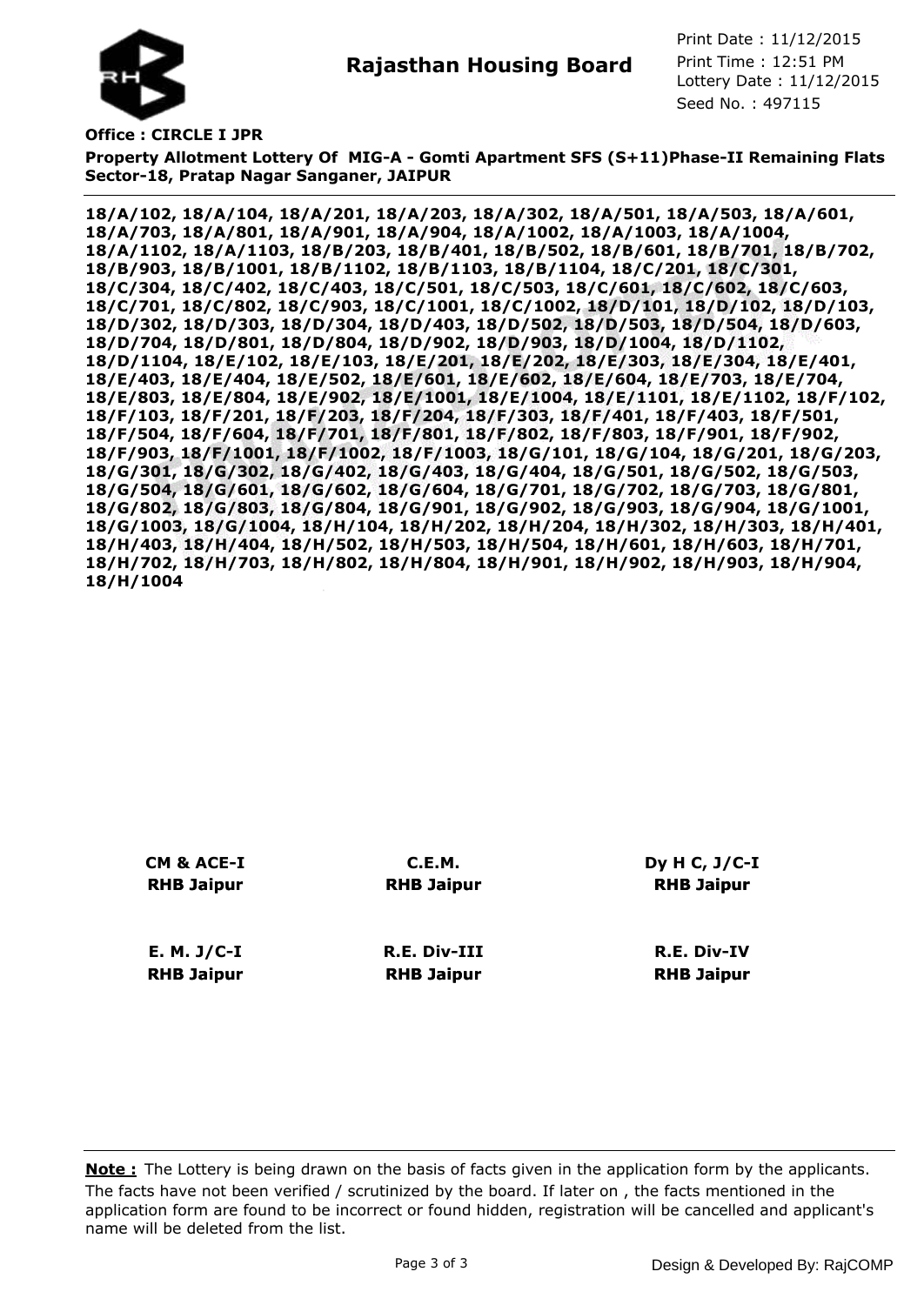**Rajasthan Housing Board**

Print Date : 11/12/2015
Print Time : 12:51 PM
Lottery Date : 11/12/2015
Seed No. : 497115

**Office : CIRCLE I JPR**

**Property Allotment Lottery Of MIG-A - Gomti Apartment SFS (S+11)Phase-II Remaining Flats Sector-18, Pratap Nagar Sanganer, JAIPUR**

**18/A/102, 18/A/104, 18/A/201, 18/A/203, 18/A/302, 18/A/501, 18/A/503, 18/A/601, 18/A/703, 18/A/801, 18/A/901, 18/A/904, 18/A/1002, 18/A/1003, 18/A/1004, 18/A/1102, 18/A/1103, 18/B/203, 18/B/401, 18/B/502, 18/B/601, 18/B/701, 18/B/702, 18/B/903, 18/B/1001, 18/B/1102, 18/B/1103, 18/B/1104, 18/C/201, 18/C/301, 18/C/304, 18/C/402, 18/C/403, 18/C/501, 18/C/503, 18/C/601, 18/C/602, 18/C/603, 18/C/701, 18/C/802, 18/C/903, 18/C/1001, 18/C/1002, 18/D/101, 18/D/102, 18/D/103, 18/D/302, 18/D/303, 18/D/304, 18/D/403, 18/D/502, 18/D/503, 18/D/504, 18/D/603, 18/D/704, 18/D/801, 18/D/804, 18/D/902, 18/D/903, 18/D/1004, 18/D/1102, 18/D/1104, 18/E/102, 18/E/103, 18/E/201, 18/E/202, 18/E/303, 18/E/304, 18/E/401, 18/E/403, 18/E/404, 18/E/502, 18/E/601, 18/E/602, 18/E/604, 18/E/703, 18/E/704, 18/E/803, 18/E/804, 18/E/902, 18/E/1001, 18/E/1004, 18/E/1101, 18/E/1102, 18/F/102, 18/F/103, 18/F/201, 18/F/203, 18/F/204, 18/F/303, 18/F/401, 18/F/403, 18/F/501, 18/F/504, 18/F/604, 18/F/701, 18/F/801, 18/F/802, 18/F/803, 18/F/901, 18/F/902, 18/F/903, 18/F/1001, 18/F/1002, 18/F/1003, 18/G/101, 18/G/104, 18/G/201, 18/G/203, 18/G/301, 18/G/302, 18/G/402, 18/G/403, 18/G/404, 18/G/501, 18/G/502, 18/G/503, 18/G/504, 18/G/601, 18/G/602, 18/G/604, 18/G/701, 18/G/702, 18/G/703, 18/G/801, 18/G/802, 18/G/803, 18/G/804, 18/G/901, 18/G/902, 18/G/903, 18/G/904, 18/G/1001, 18/G/1003, 18/G/1004, 18/H/104, 18/H/202, 18/H/204, 18/H/302, 18/H/303, 18/H/401, 18/H/403, 18/H/404, 18/H/502, 18/H/503, 18/H/504, 18/H/601, 18/H/603, 18/H/701, 18/H/702, 18/H/703, 18/H/802, 18/H/804, 18/H/901, 18/H/902, 18/H/903, 18/H/904, 18/H/1004**

| | | |
|---|---|---|
| **CM & ACE-I** **RHB Jaipur** | **C.E.M.** **RHB Jaipur** | **Dy H C, J/C-I** **RHB Jaipur** |
| **E. M. J/C-I** **RHB Jaipur** | **R.E. Div-III** **RHB Jaipur** | **R.E. Div-IV** **RHB Jaipur** |

**Note :** The Lottery is being drawn on the basis of facts given in the application form by the applicants. The facts have not been verified / scrutinized by the board. If later on , the facts mentioned in the application form are found to be incorrect or found hidden, registration will be cancelled and applicant's name will be deleted from the list.

Design & Developed By: RajCOMP